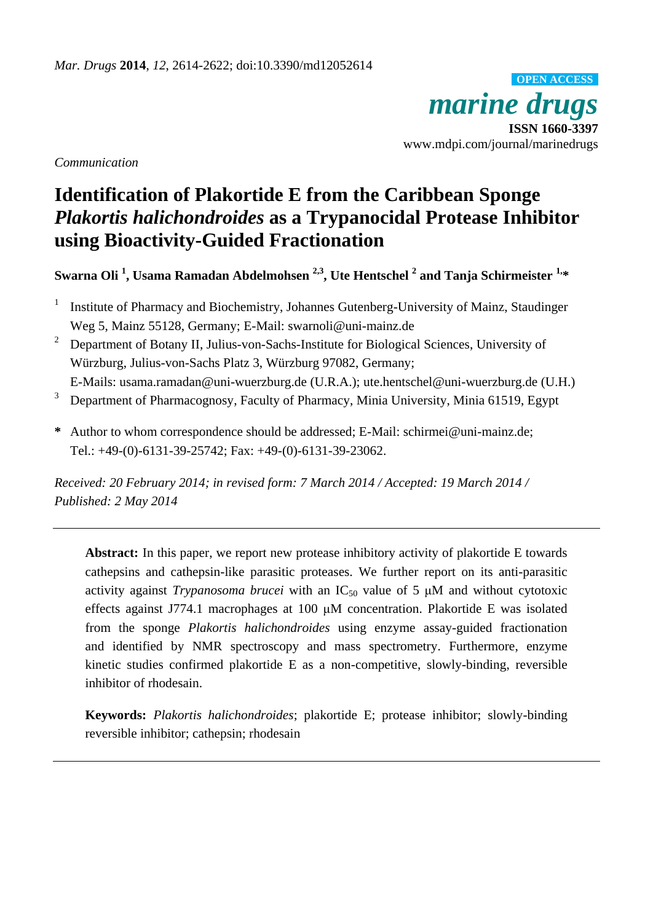*Communication*

# Identification of Plakortide E from the Caribbean Sponge *Plakortis halichondroides* as a Trypanocidal Protease Inhibitor using Bioactivity-Guided Fractionation

**Swarna Oli [1], Usama Ramadan Abdelmohsen [2,3], Ute Hentschel [2] and Tanja Schirmeister [1,*]**

[1] Institute of Pharmacy and Biochemistry, Johannes Gutenberg-University of Mainz, Staudinger Weg 5, Mainz 55128, Germany; E-Mail: swarnoli@uni-mainz.de

[2] Department of Botany II, Julius-von-Sachs-Institute for Biological Sciences, University of Würzburg, Julius-von-Sachs Platz 3, Würzburg 97082, Germany; E-Mails: usama.ramadan@uni-wuerzburg.de (U.R.A.); ute.hentschel@uni-wuerzburg.de (U.H.)

[3] Department of Pharmacognosy, Faculty of Pharmacy, Minia University, Minia 61519, Egypt

**\*** Author to whom correspondence should be addressed; E-Mail: schirmei@uni-mainz.de; Tel.: +49-(0)-6131-39-25742; Fax: +49-(0)-6131-39-23062.

*Received: 20 February 2014; in revised form: 7 March 2014 / Accepted: 19 March 2014 / Published: 2 May 2014*

---

**Abstract:** In this paper, we report new protease inhibitory activity of plakortide E towards cathepsins and cathepsin-like parasitic proteases. We further report on its anti-parasitic activity against *Trypanosoma brucei* with an $IC_{50}$ value of 5 μM and without cytotoxic effects against J774.1 macrophages at 100 μM concentration. Plakortide E was isolated from the sponge *Plakortis halichondroides* using enzyme assay-guided fractionation and identified by NMR spectroscopy and mass spectrometry. Furthermore, enzyme kinetic studies confirmed plakortide E as a non-competitive, slowly-binding, reversible inhibitor of rhodesain.

**Keywords:** *Plakortis halichondroides*; plakortide E; protease inhibitor; slowly-binding reversible inhibitor; cathepsin; rhodesain

---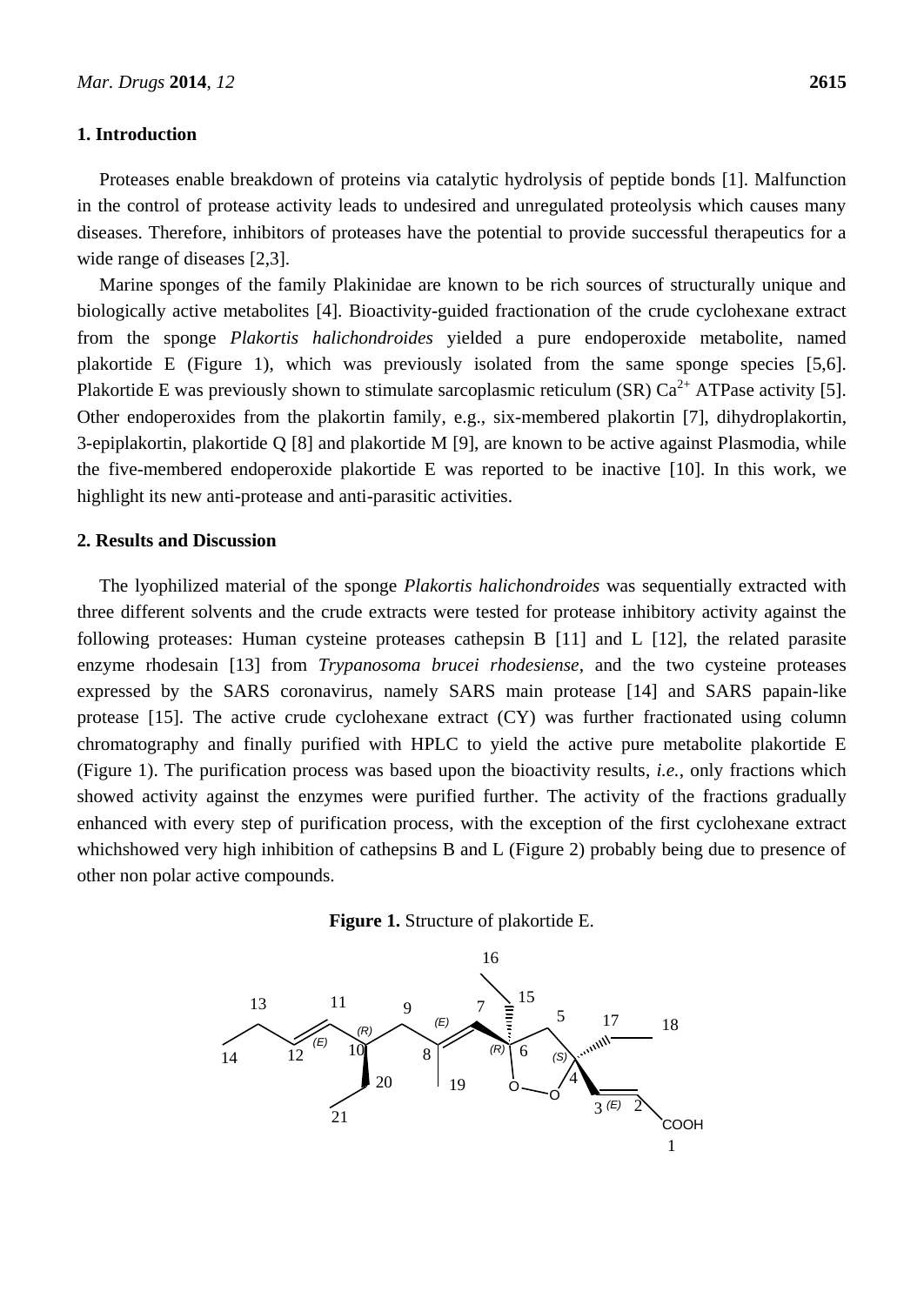## 1. Introduction

Proteases enable breakdown of proteins via catalytic hydrolysis of peptide bonds [1]. Malfunction in the control of protease activity leads to undesired and unregulated proteolysis which causes many diseases. Therefore, inhibitors of proteases have the potential to provide successful therapeutics for a wide range of diseases [2,3].

Marine sponges of the family Plakinidae are known to be rich sources of structurally unique and biologically active metabolites [4]. Bioactivity-guided fractionation of the crude cyclohexane extract from the sponge *Plakortis halichondroides* yielded a pure endoperoxide metabolite, named plakortide E (Figure 1), which was previously isolated from the same sponge species [5,6]. Plakortide E was previously shown to stimulate sarcoplasmic reticulum (SR) $Ca^{2+}$ ATPase activity [5]. Other endoperoxides from the plakortin family, e.g., six-membered plakortin [7], dihydroplakortin, 3-epiplakortin, plakortide Q [8] and plakortide M [9], are known to be active against Plasmodia, while the five-membered endoperoxide plakortide E was reported to be inactive [10]. In this work, we highlight its new anti-protease and anti-parasitic activities.

## 2. Results and Discussion

The lyophilized material of the sponge *Plakortis halichondroides* was sequentially extracted with three different solvents and the crude extracts were tested for protease inhibitory activity against the following proteases: Human cysteine proteases cathepsin B [11] and L [12], the related parasite enzyme rhodesain [13] from *Trypanosoma brucei rhodesiense*, and the two cysteine proteases expressed by the SARS coronavirus, namely SARS main protease [14] and SARS papain-like protease [15]. The active crude cyclohexane extract (CY) was further fractionated using column chromatography and finally purified with HPLC to yield the active pure metabolite plakortide E (Figure 1). The purification process was based upon the bioactivity results, *i.e.*, only fractions which showed activity against the enzymes were purified further. The activity of the fractions gradually enhanced with every step of purification process, with the exception of the first cyclohexane extract whichshowed very high inhibition of cathepsins B and L (Figure 2) probably being due to presence of other non polar active compounds.

**Figure 1.** Structure of plakortide E.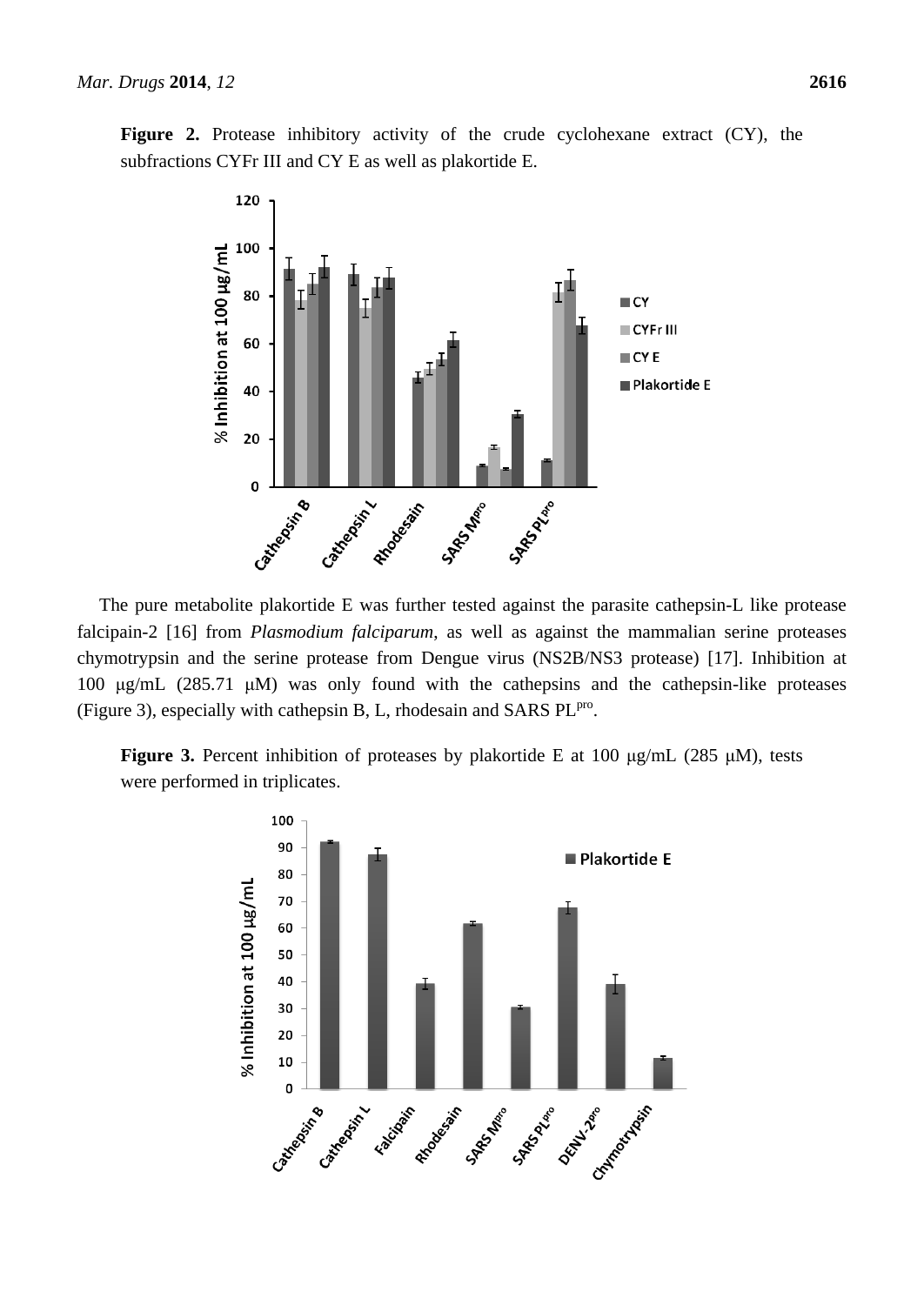**Figure 2.** Protease inhibitory activity of the crude cyclohexane extract (CY), the subfractions CYFr III and CY E as well as plakortide E.

The pure metabolite plakortide E was further tested against the parasite cathepsin-L like protease falcipain-2 [16] from *Plasmodium falciparum*, as well as against the mammalian serine proteases chymotrypsin and the serine protease from Dengue virus (NS2B/NS3 protease) [17]. Inhibition at 100 μg/mL (285.71 μM) was only found with the cathepsins and the cathepsin-like proteases (Figure 3), especially with cathepsin B, L, rhodesain and SARS $PL^{pro}$.

**Figure 3.** Percent inhibition of proteases by plakortide E at 100 μg/mL (285 μM), tests were performed in triplicates.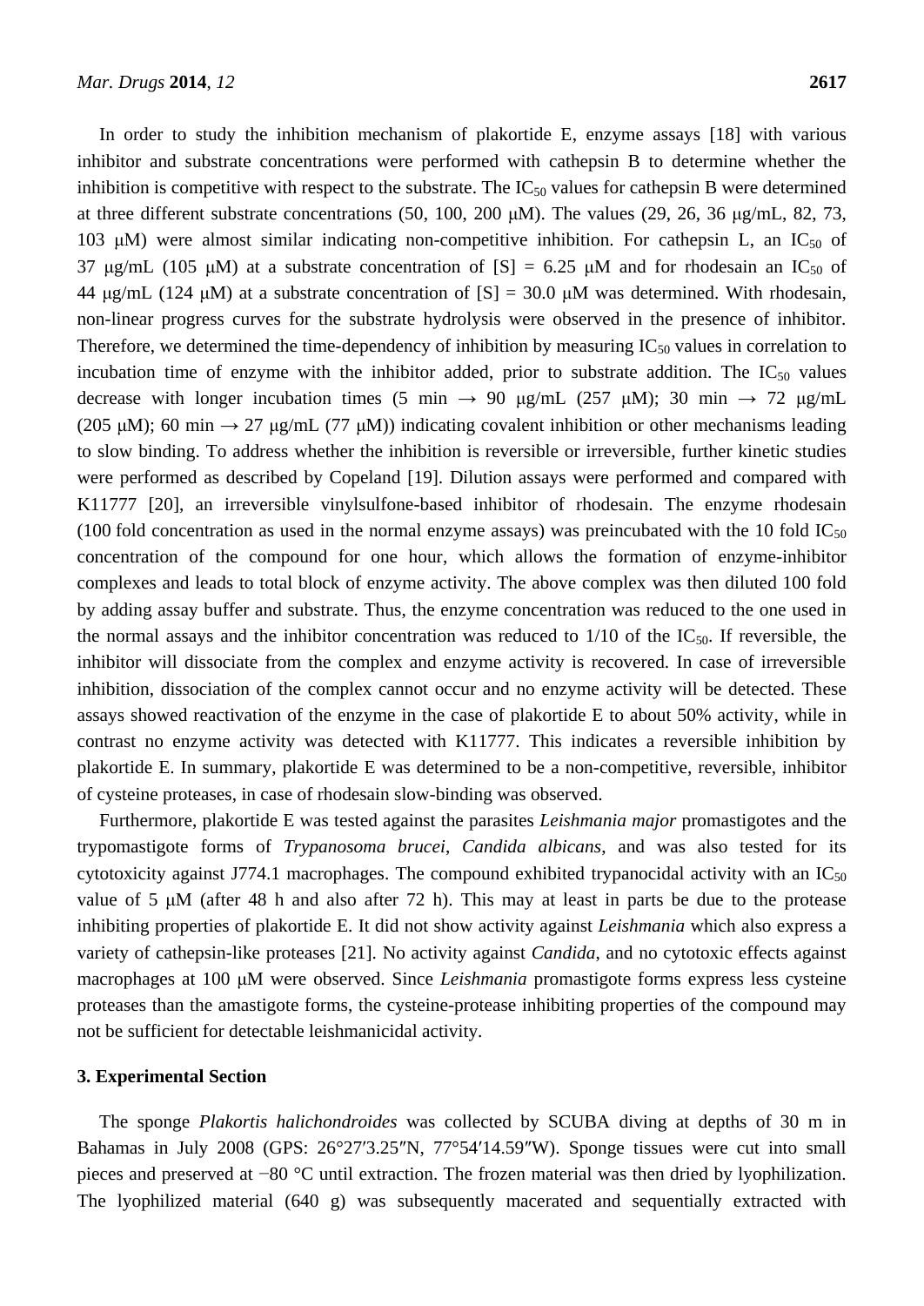In order to study the inhibition mechanism of plakortide E, enzyme assays [18] with various inhibitor and substrate concentrations were performed with cathepsin B to determine whether the inhibition is competitive with respect to the substrate. The $IC_{50}$ values for cathepsin B were determined at three different substrate concentrations (50, 100, 200 μM). The values (29, 26, 36 μg/mL, 82, 73, 103 μM) were almost similar indicating non-competitive inhibition. For cathepsin L, an $IC_{50}$ of 37 μg/mL (105 μM) at a substrate concentration of [S] = 6.25 μM and for rhodesain an $IC_{50}$ of 44 μg/mL (124 μM) at a substrate concentration of [S] = 30.0 μM was determined. With rhodesain, non-linear progress curves for the substrate hydrolysis were observed in the presence of inhibitor. Therefore, we determined the time-dependency of inhibition by measuring $IC_{50}$ values in correlation to incubation time of enzyme with the inhibitor added, prior to substrate addition. The $IC_{50}$ values decrease with longer incubation times (5 min → 90 μg/mL (257 μM); 30 min → 72 μg/mL (205 μM); 60 min → 27 μg/mL (77 μM)) indicating covalent inhibition or other mechanisms leading to slow binding. To address whether the inhibition is reversible or irreversible, further kinetic studies were performed as described by Copeland [19]. Dilution assays were performed and compared with K11777 [20], an irreversible vinylsulfone-based inhibitor of rhodesain. The enzyme rhodesain (100 fold concentration as used in the normal enzyme assays) was preincubated with the 10 fold $IC_{50}$ concentration of the compound for one hour, which allows the formation of enzyme-inhibitor complexes and leads to total block of enzyme activity. The above complex was then diluted 100 fold by adding assay buffer and substrate. Thus, the enzyme concentration was reduced to the one used in the normal assays and the inhibitor concentration was reduced to 1/10 of the $IC_{50}$. If reversible, the inhibitor will dissociate from the complex and enzyme activity is recovered. In case of irreversible inhibition, dissociation of the complex cannot occur and no enzyme activity will be detected. These assays showed reactivation of the enzyme in the case of plakortide E to about 50% activity, while in contrast no enzyme activity was detected with K11777. This indicates a reversible inhibition by plakortide E. In summary, plakortide E was determined to be a non-competitive, reversible, inhibitor of cysteine proteases, in case of rhodesain slow-binding was observed.

Furthermore, plakortide E was tested against the parasites *Leishmania major* promastigotes and the trypomastigote forms of *Trypanosoma brucei*, *Candida albicans*, and was also tested for its cytotoxicity against J774.1 macrophages. The compound exhibited trypanocidal activity with an $IC_{50}$ value of 5 μM (after 48 h and also after 72 h). This may at least in parts be due to the protease inhibiting properties of plakortide E. It did not show activity against *Leishmania* which also express a variety of cathepsin-like proteases [21]. No activity against *Candida*, and no cytotoxic effects against macrophages at 100 μM were observed. Since *Leishmania* promastigote forms express less cysteine proteases than the amastigote forms, the cysteine-protease inhibiting properties of the compound may not be sufficient for detectable leishmanicidal activity.

## 3. Experimental Section

The sponge *Plakortis halichondroides* was collected by SCUBA diving at depths of 30 m in Bahamas in July 2008 (GPS: 26°27′3.25″N, 77°54′14.59″W). Sponge tissues were cut into small pieces and preserved at −80 °C until extraction. The frozen material was then dried by lyophilization. The lyophilized material (640 g) was subsequently macerated and sequentially extracted with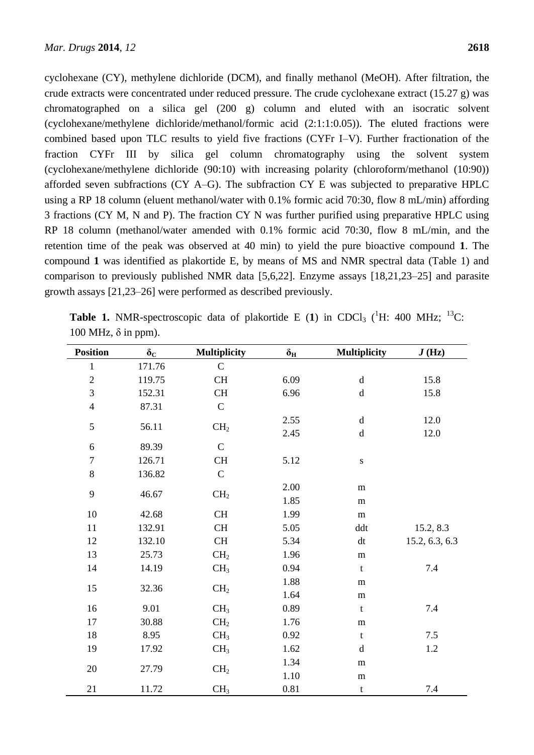cyclohexane (CY), methylene dichloride (DCM), and finally methanol (MeOH). After filtration, the crude extracts were concentrated under reduced pressure. The crude cyclohexane extract (15.27 g) was chromatographed on a silica gel (200 g) column and eluted with an isocratic solvent (cyclohexane/methylene dichloride/methanol/formic acid (2:1:1:0.05)). The eluted fractions were combined based upon TLC results to yield five fractions (CYFr I–V). Further fractionation of the fraction CYFr III by silica gel column chromatography using the solvent system (cyclohexane/methylene dichloride (90:10) with increasing polarity (chloroform/methanol (10:90)) afforded seven subfractions (CY A–G). The subfraction CY E was subjected to preparative HPLC using a RP 18 column (eluent methanol/water with 0.1% formic acid 70:30, flow 8 mL/min) affording 3 fractions (CY M, N and P). The fraction CY N was further purified using preparative HPLC using RP 18 column (methanol/water amended with 0.1% formic acid 70:30, flow 8 mL/min, and the retention time of the peak was observed at 40 min) to yield the pure bioactive compound **1**. The compound **1** was identified as plakortide E, by means of MS and NMR spectral data (Table 1) and comparison to previously published NMR data [5,6,22]. Enzyme assays [18,21,23–25] and parasite growth assays [21,23–26] were performed as described previously.

**Table 1.** NMR-spectroscopic data of plakortide E (**1**) in $CDCl_3$ ($^1H$: 400 MHz; $^{13}C$: 100 MHz, δ in ppm).

| Position | $\delta_C$ | Multiplicity | $\delta_H$ | Multiplicity | *J* (Hz) |
|---|---|---|---|---|---|
| 1 | 171.76 | C | | | |
| 2 | 119.75 | CH | 6.09 | d | 15.8 |
| 3 | 152.31 | CH | 6.96 | d | 15.8 |
| 4 | 87.31 | C | | | |
| 5 | 56.11 | $CH_2$ | 2.55 | d | 12.0 |
| | | | 2.45 | d | 12.0 |
| 6 | 89.39 | C | | | |
| 7 | 126.71 | CH | 5.12 | s | |
| 8 | 136.82 | C | | | |
| 9 | 46.67 | $CH_2$ | 2.00 | m | |
| | | | 1.85 | m | |
| 10 | 42.68 | CH | 1.99 | m | |
| 11 | 132.91 | CH | 5.05 | ddt | 15.2, 8.3 |
| 12 | 132.10 | CH | 5.34 | dt | 15.2, 6.3, 6.3 |
| 13 | 25.73 | $CH_2$ | 1.96 | m | |
| 14 | 14.19 | $CH_3$ | 0.94 | t | 7.4 |
| 15 | 32.36 | $CH_2$ | 1.88 | m | |
| | | | 1.64 | m | |
| 16 | 9.01 | $CH_3$ | 0.89 | t | 7.4 |
| 17 | 30.88 | $CH_2$ | 1.76 | m | |
| 18 | 8.95 | $CH_3$ | 0.92 | t | 7.5 |
| 19 | 17.92 | $CH_3$ | 1.62 | d | 1.2 |
| 20 | 27.79 | $CH_2$ | 1.34 | m | |
| | | | 1.10 | m | |
| 21 | 11.72 | $CH_3$ | 0.81 | t | 7.4 |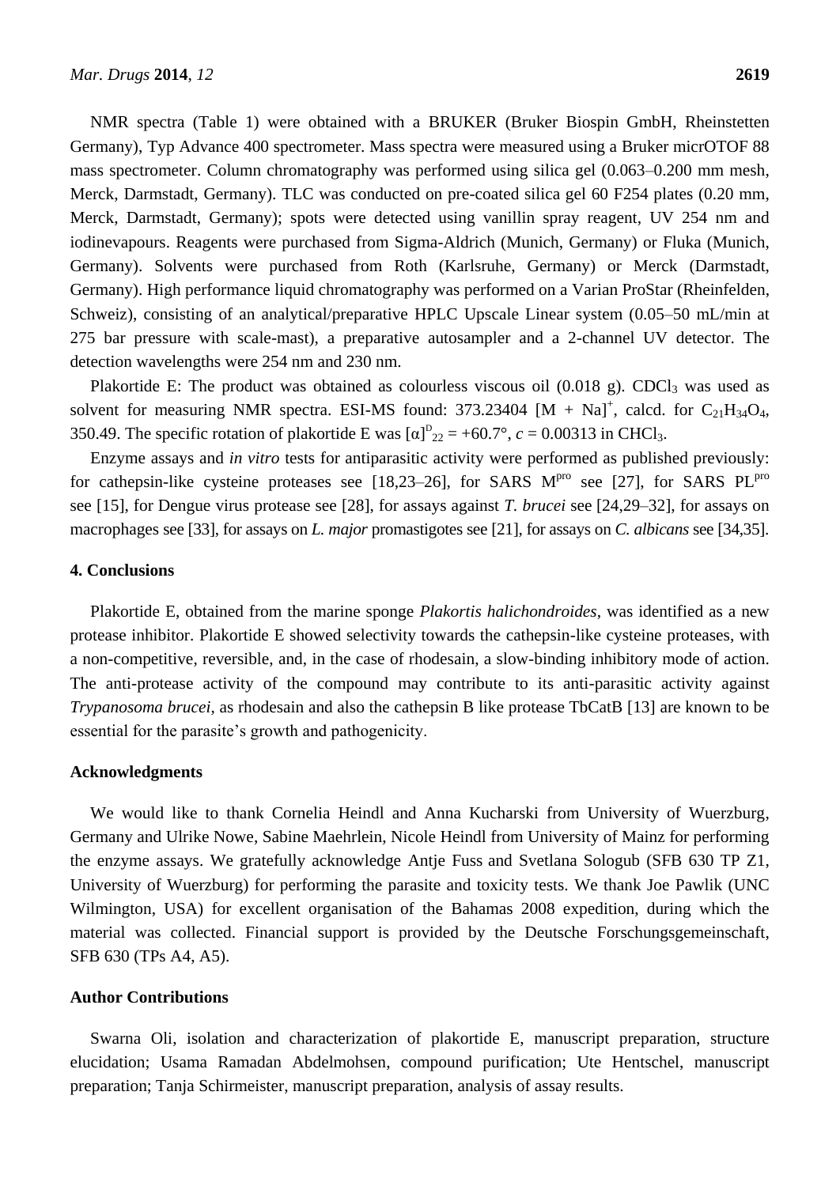NMR spectra (Table 1) were obtained with a BRUKER (Bruker Biospin GmbH, Rheinstetten Germany), Typ Advance 400 spectrometer. Mass spectra were measured using a Bruker micrOTOF 88 mass spectrometer. Column chromatography was performed using silica gel (0.063–0.200 mm mesh, Merck, Darmstadt, Germany). TLC was conducted on pre-coated silica gel 60 F254 plates (0.20 mm, Merck, Darmstadt, Germany); spots were detected using vanillin spray reagent, UV 254 nm and iodinevapours. Reagents were purchased from Sigma-Aldrich (Munich, Germany) or Fluka (Munich, Germany). Solvents were purchased from Roth (Karlsruhe, Germany) or Merck (Darmstadt, Germany). High performance liquid chromatography was performed on a Varian ProStar (Rheinfelden, Schweiz), consisting of an analytical/preparative HPLC Upscale Linear system (0.05–50 mL/min at 275 bar pressure with scale-mast), a preparative autosampler and a 2-channel UV detector. The detection wavelengths were 254 nm and 230 nm.

Plakortide E: The product was obtained as colourless viscous oil (0.018 g). $CDCl_3$ was used as solvent for measuring NMR spectra. ESI-MS found: 373.23404 $[M + Na]^+$, calcd. for $C_{21}H_{34}O_4$, 350.49. The specific rotation of plakortide E was $[\alpha]^D_{22} = +60.7°$, $c = 0.00313$ in $CHCl_3$.

Enzyme assays and *in vitro* tests for antiparasitic activity were performed as published previously: for cathepsin-like cysteine proteases see [18,23–26], for SARS $M^{pro}$ see [27], for SARS $PL^{pro}$ see [15], for Dengue virus protease see [28], for assays against *T. brucei* see [24,29–32], for assays on macrophages see [33], for assays on *L. major* promastigotes see [21], for assays on *C. albicans* see [34,35].

## 4. Conclusions

Plakortide E, obtained from the marine sponge *Plakortis halichondroides*, was identified as a new protease inhibitor. Plakortide E showed selectivity towards the cathepsin-like cysteine proteases, with a non-competitive, reversible, and, in the case of rhodesain, a slow-binding inhibitory mode of action. The anti-protease activity of the compound may contribute to its anti-parasitic activity against *Trypanosoma brucei*, as rhodesain and also the cathepsin B like protease TbCatB [13] are known to be essential for the parasite's growth and pathogenicity.

## Acknowledgments

We would like to thank Cornelia Heindl and Anna Kucharski from University of Wuerzburg, Germany and Ulrike Nowe, Sabine Maehrlein, Nicole Heindl from University of Mainz for performing the enzyme assays. We gratefully acknowledge Antje Fuss and Svetlana Sologub (SFB 630 TP Z1, University of Wuerzburg) for performing the parasite and toxicity tests. We thank Joe Pawlik (UNC Wilmington, USA) for excellent organisation of the Bahamas 2008 expedition, during which the material was collected. Financial support is provided by the Deutsche Forschungsgemeinschaft, SFB 630 (TPs A4, A5).

## Author Contributions

Swarna Oli, isolation and characterization of plakortide E, manuscript preparation, structure elucidation; Usama Ramadan Abdelmohsen, compound purification; Ute Hentschel, manuscript preparation; Tanja Schirmeister, manuscript preparation, analysis of assay results.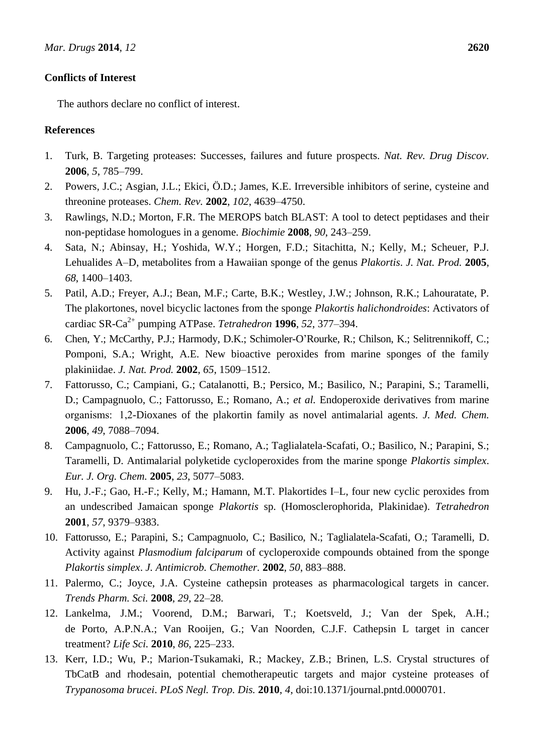**Conflicts of Interest**

The authors declare no conflict of interest.

**References**

1. Turk, B. Targeting proteases: Successes, failures and future prospects. *Nat. Rev. Drug Discov*. **2006**, *5*, 785–799.
2. Powers, J.C.; Asgian, J.L.; Ekici, Ö.D.; James, K.E. Irreversible inhibitors of serine, cysteine and threonine proteases. *Chem. Rev.* **2002**, *102*, 4639–4750.
3. Rawlings, N.D.; Morton, F.R. The MEROPS batch BLAST: A tool to detect peptidases and their non-peptidase homologues in a genome. *Biochimie* **2008**, *90*, 243–259.
4. Sata, N.; Abinsay, H.; Yoshida, W.Y.; Horgen, F.D.; Sitachitta, N.; Kelly, M.; Scheuer, P.J. Lehualides A–D, metabolites from a Hawaiian sponge of the genus *Plakortis*. *J. Nat. Prod.* **2005**, *68*, 1400–1403.
5. Patil, A.D.; Freyer, A.J.; Bean, M.F.; Carte, B.K.; Westley, J.W.; Johnson, R.K.; Lahouratate, P. The plakortones, novel bicyclic lactones from the sponge *Plakortis halichondroides*: Activators of cardiac SR-$Ca^{2+}$ pumping ATPase. *Tetrahedron* **1996**, *52*, 377–394.
6. Chen, Y.; McCarthy, P.J.; Harmody, D.K.; Schimoler-O'Rourke, R.; Chilson, K.; Selitrennikoff, C.; Pomponi, S.A.; Wright, A.E. New bioactive peroxides from marine sponges of the family plakiniidae. *J. Nat. Prod.* **2002**, *65*, 1509–1512.
7. Fattorusso, C.; Campiani, G.; Catalanotti, B.; Persico, M.; Basilico, N.; Parapini, S.; Taramelli, D.; Campagnuolo, C.; Fattorusso, E.; Romano, A.; *et al.* Endoperoxide derivatives from marine organisms: 1,2-Dioxanes of the plakortin family as novel antimalarial agents. *J. Med. Chem.* **2006**, *49*, 7088–7094.
8. Campagnuolo, C.; Fattorusso, E.; Romano, A.; Taglialatela-Scafati, O.; Basilico, N.; Parapini, S.; Taramelli, D. Antimalarial polyketide cycloperoxides from the marine sponge *Plakortis simplex*. *Eur. J. Org. Chem.* **2005**, *23*, 5077–5083.
9. Hu, J.-F.; Gao, H.-F.; Kelly, M.; Hamann, M.T. Plakortides I–L, four new cyclic peroxides from an undescribed Jamaican sponge *Plakortis* sp. (Homosclerophorida, Plakinidae). *Tetrahedron* **2001**, *57*, 9379–9383.
10. Fattorusso, E.; Parapini, S.; Campagnuolo, C.; Basilico, N.; Taglialatela-Scafati, O.; Taramelli, D. Activity against *Plasmodium falciparum* of cycloperoxide compounds obtained from the sponge *Plakortis simplex*. *J. Antimicrob. Chemother.* **2002**, *50*, 883–888.
11. Palermo, C.; Joyce, J.A. Cysteine cathepsin proteases as pharmacological targets in cancer. *Trends Pharm. Sci.* **2008**, *29*, 22–28.
12. Lankelma, J.M.; Voorend, D.M.; Barwari, T.; Koetsveld, J.; Van der Spek, A.H.; de Porto, A.P.N.A.; Van Rooijen, G.; Van Noorden, C.J.F. Cathepsin L target in cancer treatment? *Life Sci.* **2010**, *86*, 225–233.
13. Kerr, I.D.; Wu, P.; Marion-Tsukamaki, R.; Mackey, Z.B.; Brinen, L.S. Crystal structures of TbCatB and rhodesain, potential chemotherapeutic targets and major cysteine proteases of *Trypanosoma brucei*. *PLoS Negl. Trop. Dis.* **2010**, *4*, doi:10.1371/journal.pntd.0000701.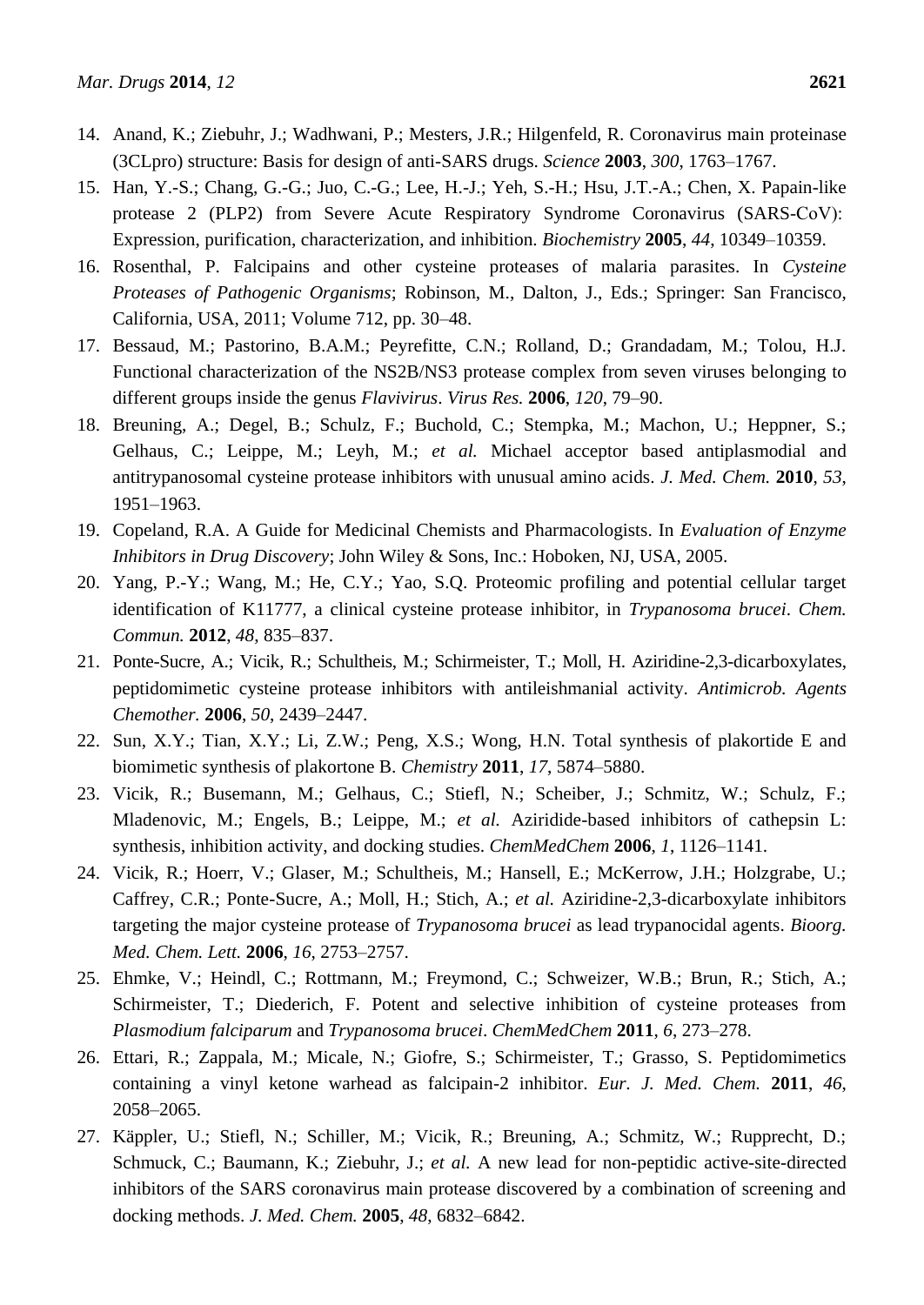14. Anand, K.; Ziebuhr, J.; Wadhwani, P.; Mesters, J.R.; Hilgenfeld, R. Coronavirus main proteinase (3CLpro) structure: Basis for design of anti-SARS drugs. *Science* **2003**, *300*, 1763–1767.
15. Han, Y.-S.; Chang, G.-G.; Juo, C.-G.; Lee, H.-J.; Yeh, S.-H.; Hsu, J.T.-A.; Chen, X. Papain-like protease 2 (PLP2) from Severe Acute Respiratory Syndrome Coronavirus (SARS-CoV): Expression, purification, characterization, and inhibition. *Biochemistry* **2005**, *44*, 10349–10359.
16. Rosenthal, P. Falcipains and other cysteine proteases of malaria parasites. In *Cysteine Proteases of Pathogenic Organisms*; Robinson, M., Dalton, J., Eds.; Springer: San Francisco, California, USA, 2011; Volume 712, pp. 30–48.
17. Bessaud, M.; Pastorino, B.A.M.; Peyrefitte, C.N.; Rolland, D.; Grandadam, M.; Tolou, H.J. Functional characterization of the NS2B/NS3 protease complex from seven viruses belonging to different groups inside the genus *Flavivirus*. *Virus Res.* **2006**, *120*, 79–90.
18. Breuning, A.; Degel, B.; Schulz, F.; Buchold, C.; Stempka, M.; Machon, U.; Heppner, S.; Gelhaus, C.; Leippe, M.; Leyh, M.; *et al.* Michael acceptor based antiplasmodial and antitrypanosomal cysteine protease inhibitors with unusual amino acids. *J. Med. Chem.* **2010**, *53*, 1951–1963.
19. Copeland, R.A. A Guide for Medicinal Chemists and Pharmacologists. In *Evaluation of Enzyme Inhibitors in Drug Discovery*; John Wiley & Sons, Inc.: Hoboken, NJ, USA, 2005.
20. Yang, P.-Y.; Wang, M.; He, C.Y.; Yao, S.Q. Proteomic profiling and potential cellular target identification of K11777, a clinical cysteine protease inhibitor, in *Trypanosoma brucei*. *Chem. Commun.* **2012**, *48*, 835–837.
21. Ponte-Sucre, A.; Vicik, R.; Schultheis, M.; Schirmeister, T.; Moll, H. Aziridine-2,3-dicarboxylates, peptidomimetic cysteine protease inhibitors with antileishmanial activity. *Antimicrob. Agents Chemother.* **2006**, *50*, 2439–2447.
22. Sun, X.Y.; Tian, X.Y.; Li, Z.W.; Peng, X.S.; Wong, H.N. Total synthesis of plakortide E and biomimetic synthesis of plakortone B. *Chemistry* **2011**, *17*, 5874–5880.
23. Vicik, R.; Busemann, M.; Gelhaus, C.; Stiefl, N.; Scheiber, J.; Schmitz, W.; Schulz, F.; Mladenovic, M.; Engels, B.; Leippe, M.; *et al.* Aziridide-based inhibitors of cathepsin L: synthesis, inhibition activity, and docking studies. *ChemMedChem* **2006**, *1*, 1126–1141.
24. Vicik, R.; Hoerr, V.; Glaser, M.; Schultheis, M.; Hansell, E.; McKerrow, J.H.; Holzgrabe, U.; Caffrey, C.R.; Ponte-Sucre, A.; Moll, H.; Stich, A.; *et al.* Aziridine-2,3-dicarboxylate inhibitors targeting the major cysteine protease of *Trypanosoma brucei* as lead trypanocidal agents. *Bioorg. Med. Chem. Lett.* **2006**, *16*, 2753–2757.
25. Ehmke, V.; Heindl, C.; Rottmann, M.; Freymond, C.; Schweizer, W.B.; Brun, R.; Stich, A.; Schirmeister, T.; Diederich, F. Potent and selective inhibition of cysteine proteases from *Plasmodium falciparum* and *Trypanosoma brucei*. *ChemMedChem* **2011**, *6*, 273–278.
26. Ettari, R.; Zappala, M.; Micale, N.; Giofre, S.; Schirmeister, T.; Grasso, S. Peptidomimetics containing a vinyl ketone warhead as falcipain-2 inhibitor. *Eur. J. Med. Chem.* **2011**, *46*, 2058–2065.
27. Käppler, U.; Stiefl, N.; Schiller, M.; Vicik, R.; Breuning, A.; Schmitz, W.; Rupprecht, D.; Schmuck, C.; Baumann, K.; Ziebuhr, J.; *et al.* A new lead for non-peptidic active-site-directed inhibitors of the SARS coronavirus main protease discovered by a combination of screening and docking methods. *J. Med. Chem.* **2005**, *48*, 6832–6842.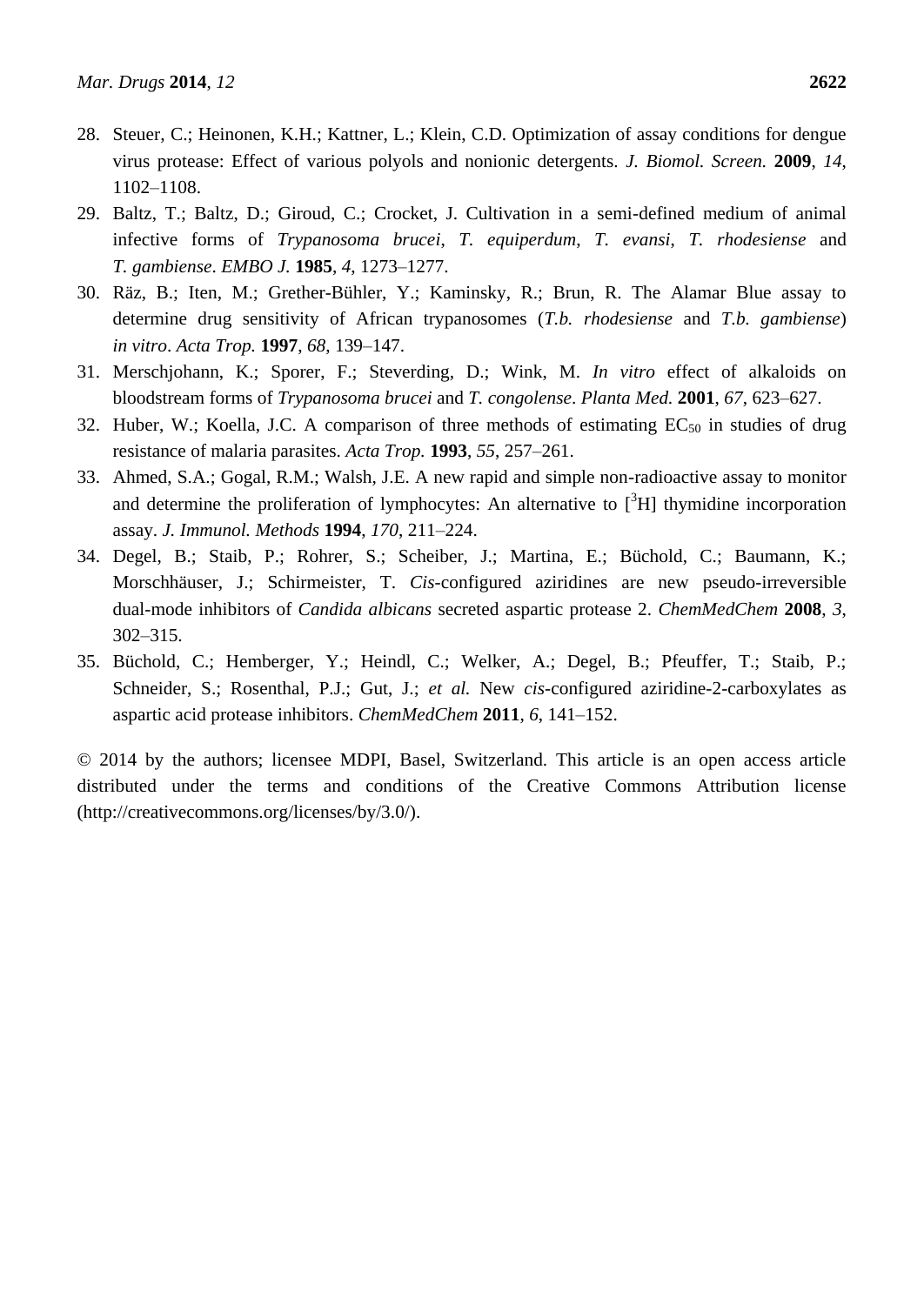28. Steuer, C.; Heinonen, K.H.; Kattner, L.; Klein, C.D. Optimization of assay conditions for dengue virus protease: Effect of various polyols and nonionic detergents. *J. Biomol. Screen.* **2009**, *14*, 1102–1108.
29. Baltz, T.; Baltz, D.; Giroud, C.; Crocket, J. Cultivation in a semi-defined medium of animal infective forms of *Trypanosoma brucei*, *T. equiperdum*, *T. evansi*, *T. rhodesiense* and *T. gambiense*. *EMBO J.* **1985**, *4*, 1273–1277.
30. Räz, B.; Iten, M.; Grether-Bühler, Y.; Kaminsky, R.; Brun, R. The Alamar Blue assay to determine drug sensitivity of African trypanosomes (*T.b. rhodesiense* and *T.b. gambiense*) *in vitro*. *Acta Trop.* **1997**, *68*, 139–147.
31. Merschjohann, K.; Sporer, F.; Steverding, D.; Wink, M. *In vitro* effect of alkaloids on bloodstream forms of *Trypanosoma brucei* and *T. congolense*. *Planta Med.* **2001**, *67*, 623–627.
32. Huber, W.; Koella, J.C. A comparison of three methods of estimating $EC_{50}$ in studies of drug resistance of malaria parasites. *Acta Trop.* **1993**, *55*, 257–261.
33. Ahmed, S.A.; Gogal, R.M.; Walsh, J.E. A new rapid and simple non-radioactive assay to monitor and determine the proliferation of lymphocytes: An alternative to [$^{3}$H] thymidine incorporation assay. *J. Immunol. Methods* **1994**, *170*, 211–224.
34. Degel, B.; Staib, P.; Rohrer, S.; Scheiber, J.; Martina, E.; Büchold, C.; Baumann, K.; Morschhäuser, J.; Schirmeister, T. *Cis*-configured aziridines are new pseudo-irreversible dual-mode inhibitors of *Candida albicans* secreted aspartic protease 2. *ChemMedChem* **2008**, *3*, 302–315.
35. Büchold, C.; Hemberger, Y.; Heindl, C.; Welker, A.; Degel, B.; Pfeuffer, T.; Staib, P.; Schneider, S.; Rosenthal, P.J.; Gut, J.; *et al.* New *cis*-configured aziridine-2-carboxylates as aspartic acid protease inhibitors. *ChemMedChem* **2011**, *6*, 141–152.

© 2014 by the authors; licensee MDPI, Basel, Switzerland. This article is an open access article distributed under the terms and conditions of the Creative Commons Attribution license (http://creativecommons.org/licenses/by/3.0/).